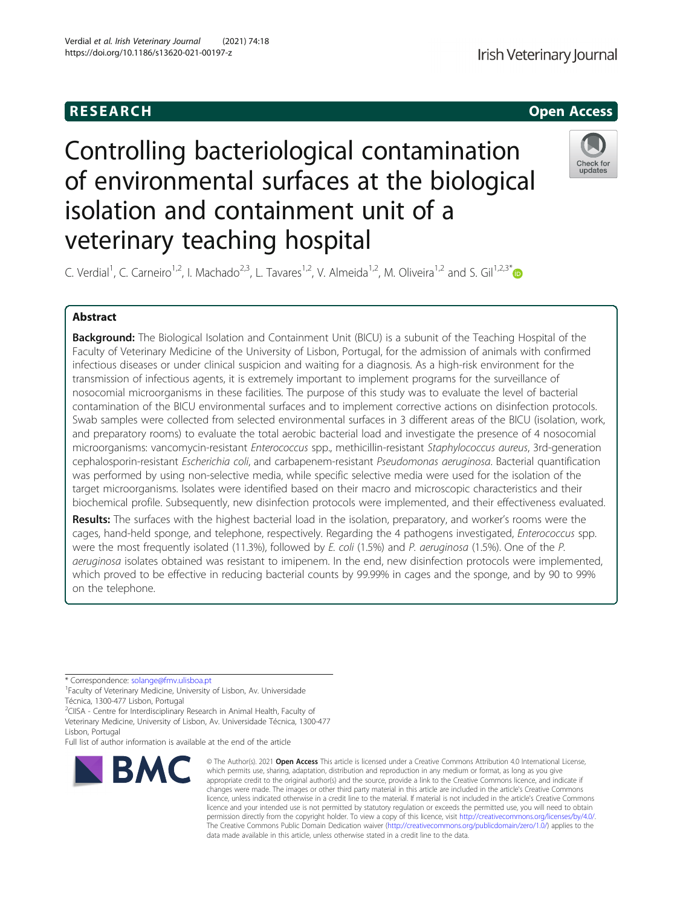RESEARCH

Open Access

# Controlling bacteriological contamination of environmental surfaces at the biological isolation and containment unit of a veterinary teaching hospital

C. Verdial[1], C. Carneiro[1,2], I. Machado[2,3], L. Tavares[1,2], V. Almeida[1,2], M. Oliveira[1,2] and S. Gil[1,2,3*]

## Abstract

**Background:** The Biological Isolation and Containment Unit (BICU) is a subunit of the Teaching Hospital of the Faculty of Veterinary Medicine of the University of Lisbon, Portugal, for the admission of animals with confirmed infectious diseases or under clinical suspicion and waiting for a diagnosis. As a high-risk environment for the transmission of infectious agents, it is extremely important to implement programs for the surveillance of nosocomial microorganisms in these facilities. The purpose of this study was to evaluate the level of bacterial contamination of the BICU environmental surfaces and to implement corrective actions on disinfection protocols. Swab samples were collected from selected environmental surfaces in 3 different areas of the BICU (isolation, work, and preparatory rooms) to evaluate the total aerobic bacterial load and investigate the presence of 4 nosocomial microorganisms: vancomycin-resistant *Enterococcus* spp., methicillin-resistant *Staphylococcus aureus*, 3rd-generation cephalosporin-resistant *Escherichia coli*, and carbapenem-resistant *Pseudomonas aeruginosa*. Bacterial quantification was performed by using non-selective media, while specific selective media were used for the isolation of the target microorganisms. Isolates were identified based on their macro and microscopic characteristics and their biochemical profile. Subsequently, new disinfection protocols were implemented, and their effectiveness evaluated.

**Results:** The surfaces with the highest bacterial load in the isolation, preparatory, and worker's rooms were the cages, hand-held sponge, and telephone, respectively. Regarding the 4 pathogens investigated, *Enterococcus* spp. were the most frequently isolated (11.3%), followed by *E. coli* (1.5%) and *P. aeruginosa* (1.5%). One of the *P. aeruginosa* isolates obtained was resistant to imipenem. In the end, new disinfection protocols were implemented, which proved to be effective in reducing bacterial counts by 99.99% in cages and the sponge, and by 90 to 99% on the telephone.

* Correspondence: solange@fmv.ulisboa.pt
[1]Faculty of Veterinary Medicine, University of Lisbon, Av. Universidade Técnica, 1300-477 Lisbon, Portugal
[2]CIISA - Centre for Interdisciplinary Research in Animal Health, Faculty of Veterinary Medicine, University of Lisbon, Av. Universidade Técnica, 1300-477 Lisbon, Portugal
Full list of author information is available at the end of the article

© The Author(s). 2021 **Open Access** This article is licensed under a Creative Commons Attribution 4.0 International License, which permits use, sharing, adaptation, distribution and reproduction in any medium or format, as long as you give appropriate credit to the original author(s) and the source, provide a link to the Creative Commons licence, and indicate if changes were made. The images or other third party material in this article are included in the article's Creative Commons licence, unless indicated otherwise in a credit line to the material. If material is not included in the article's Creative Commons licence and your intended use is not permitted by statutory regulation or exceeds the permitted use, you will need to obtain permission directly from the copyright holder. To view a copy of this licence, visit http://creativecommons.org/licenses/by/4.0/. The Creative Commons Public Domain Dedication waiver (http://creativecommons.org/publicdomain/zero/1.0/) applies to the data made available in this article, unless otherwise stated in a credit line to the data.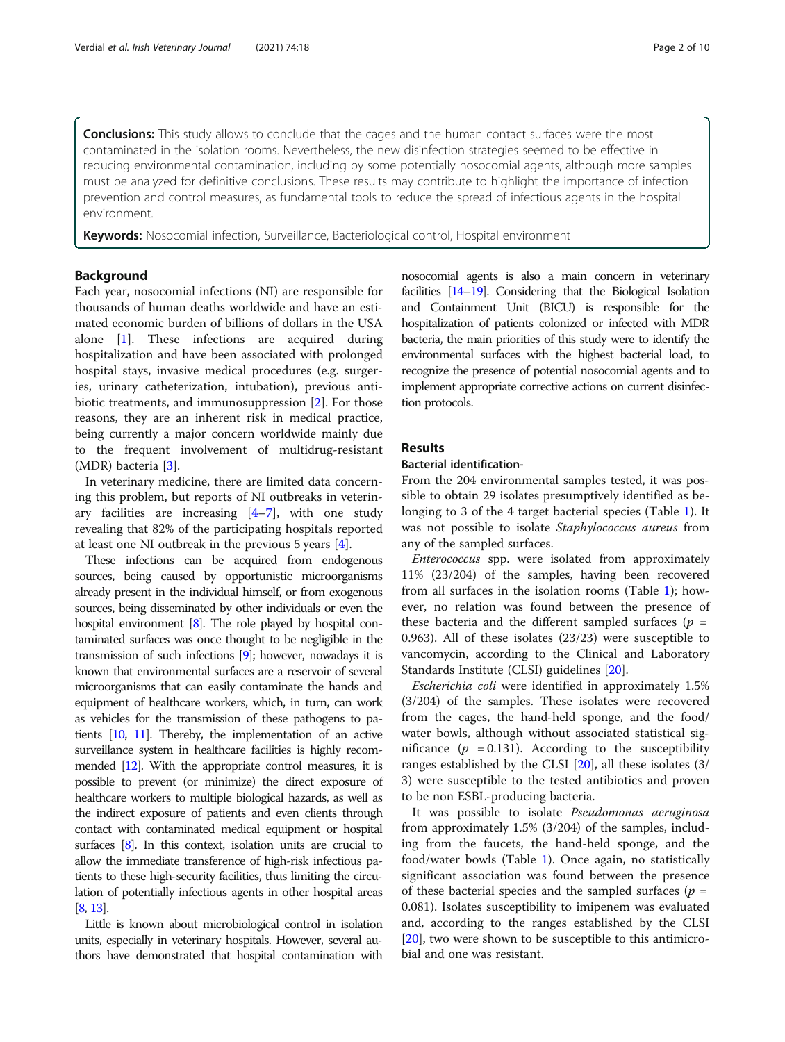**Conclusions:** This study allows to conclude that the cages and the human contact surfaces were the most contaminated in the isolation rooms. Nevertheless, the new disinfection strategies seemed to be effective in reducing environmental contamination, including by some potentially nosocomial agents, although more samples must be analyzed for definitive conclusions. These results may contribute to highlight the importance of infection prevention and control measures, as fundamental tools to reduce the spread of infectious agents in the hospital environment.

**Keywords:** Nosocomial infection, Surveillance, Bacteriological control, Hospital environment

## Background

Each year, nosocomial infections (NI) are responsible for thousands of human deaths worldwide and have an estimated economic burden of billions of dollars in the USA alone [1]. These infections are acquired during hospitalization and have been associated with prolonged hospital stays, invasive medical procedures (e.g. surgeries, urinary catheterization, intubation), previous antibiotic treatments, and immunosuppression [2]. For those reasons, they are an inherent risk in medical practice, being currently a major concern worldwide mainly due to the frequent involvement of multidrug-resistant (MDR) bacteria [3].

In veterinary medicine, there are limited data concerning this problem, but reports of NI outbreaks in veterinary facilities are increasing [4–7], with one study revealing that 82% of the participating hospitals reported at least one NI outbreak in the previous 5 years [4].

These infections can be acquired from endogenous sources, being caused by opportunistic microorganisms already present in the individual himself, or from exogenous sources, being disseminated by other individuals or even the hospital environment [8]. The role played by hospital contaminated surfaces was once thought to be negligible in the transmission of such infections [9]; however, nowadays it is known that environmental surfaces are a reservoir of several microorganisms that can easily contaminate the hands and equipment of healthcare workers, which, in turn, can work as vehicles for the transmission of these pathogens to patients [10, 11]. Thereby, the implementation of an active surveillance system in healthcare facilities is highly recommended [12]. With the appropriate control measures, it is possible to prevent (or minimize) the direct exposure of healthcare workers to multiple biological hazards, as well as the indirect exposure of patients and even clients through contact with contaminated medical equipment or hospital surfaces [8]. In this context, isolation units are crucial to allow the immediate transference of high-risk infectious patients to these high-security facilities, thus limiting the circulation of potentially infectious agents in other hospital areas [8, 13].

Little is known about microbiological control in isolation units, especially in veterinary hospitals. However, several authors have demonstrated that hospital contamination with nosocomial agents is also a main concern in veterinary facilities [14–19]. Considering that the Biological Isolation and Containment Unit (BICU) is responsible for the hospitalization of patients colonized or infected with MDR bacteria, the main priorities of this study were to identify the environmental surfaces with the highest bacterial load, to recognize the presence of potential nosocomial agents and to implement appropriate corrective actions on current disinfection protocols.

## Results

### Bacterial identification-

From the 204 environmental samples tested, it was possible to obtain 29 isolates presumptively identified as belonging to 3 of the 4 target bacterial species (Table 1). It was not possible to isolate *Staphylococcus aureus* from any of the sampled surfaces.

*Enterococcus* spp. were isolated from approximately 11% (23/204) of the samples, having been recovered from all surfaces in the isolation rooms (Table 1); however, no relation was found between the presence of these bacteria and the different sampled surfaces ($p$ = 0.963). All of these isolates (23/23) were susceptible to vancomycin, according to the Clinical and Laboratory Standards Institute (CLSI) guidelines [20].

*Escherichia coli* were identified in approximately 1.5% (3/204) of the samples. These isolates were recovered from the cages, the hand-held sponge, and the food/water bowls, although without associated statistical significance ($p$ = 0.131). According to the susceptibility ranges established by the CLSI [20], all these isolates (3/3) were susceptible to the tested antibiotics and proven to be non ESBL-producing bacteria.

It was possible to isolate *Pseudomonas aeruginosa* from approximately 1.5% (3/204) of the samples, including from the faucets, the hand-held sponge, and the food/water bowls (Table 1). Once again, no statistically significant association was found between the presence of these bacterial species and the sampled surfaces ($p$ = 0.081). Isolates susceptibility to imipenem was evaluated and, according to the ranges established by the CLSI [20], two were shown to be susceptible to this antimicrobial and one was resistant.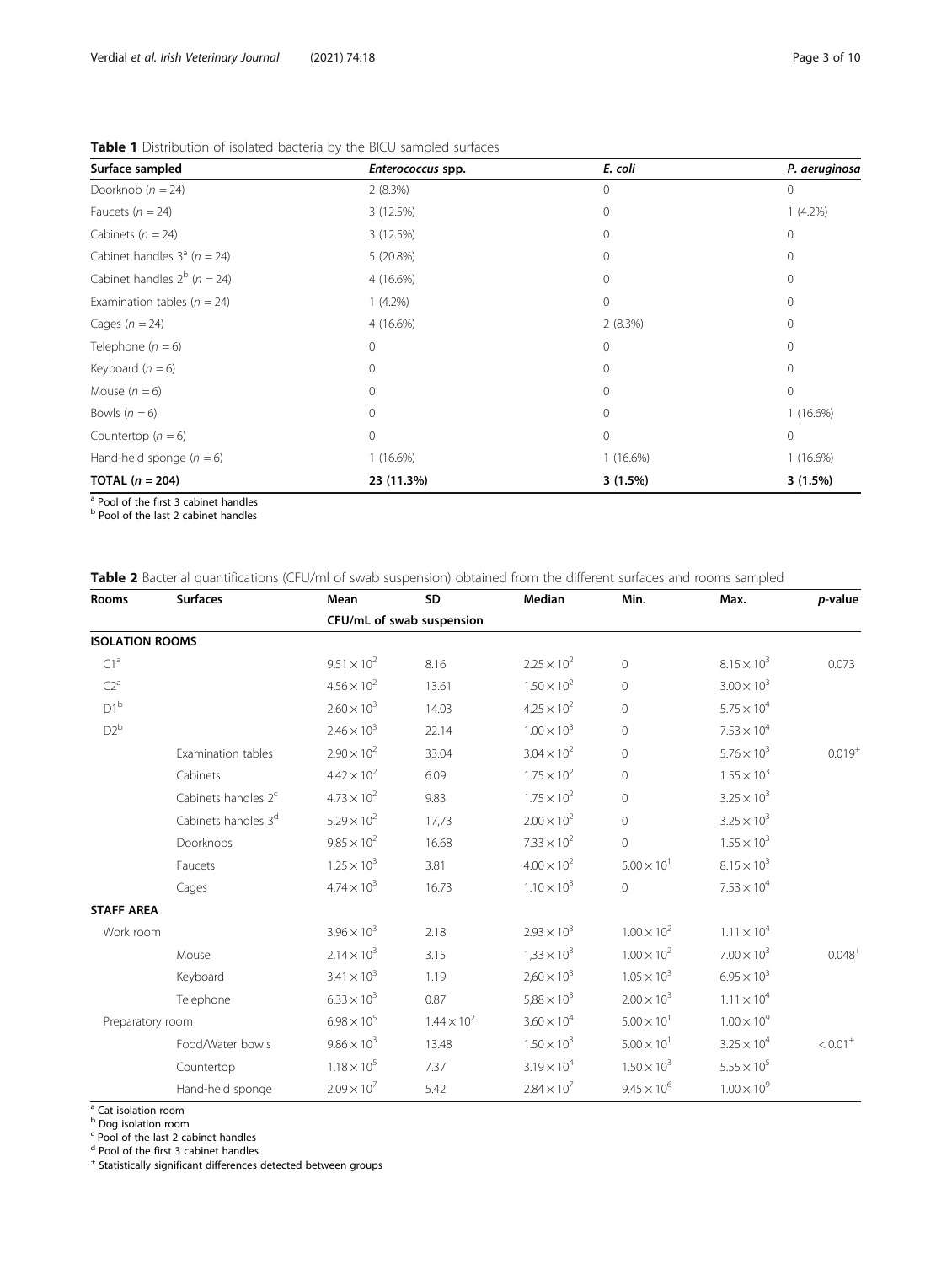**Table 1** Distribution of isolated bacteria by the BICU sampled surfaces

| Surface sampled | *Enterococcus* spp. | *E. coli* | *P. aeruginosa* |
|---|---|---|---|
| Doorknob ($n = 24$) | 2 (8.3%) | 0 | 0 |
| Faucets ($n = 24$) | 3 (12.5%) | 0 | 1 (4.2%) |
| Cabinets ($n = 24$) | 3 (12.5%) | 0 | 0 |
| Cabinet handles 3[a] ($n = 24$) | 5 (20.8%) | 0 | 0 |
| Cabinet handles 2[b] ($n = 24$) | 4 (16.6%) | 0 | 0 |
| Examination tables ($n = 24$) | 1 (4.2%) | 0 | 0 |
| Cages ($n = 24$) | 4 (16.6%) | 2 (8.3%) | 0 |
| Telephone ($n = 6$) | 0 | 0 | 0 |
| Keyboard ($n = 6$) | 0 | 0 | 0 |
| Mouse ($n = 6$) | 0 | 0 | 0 |
| Bowls ($n = 6$) | 0 | 0 | 1 (16.6%) |
| Countertop ($n = 6$) | 0 | 0 | 0 |
| Hand-held sponge ($n = 6$) | 1 (16.6%) | 1 (16.6%) | 1 (16.6%) |
| **TOTAL ($n = 204$)** | **23 (11.3%)** | **3 (1.5%)** | **3 (1.5%)** |

[a] Pool of the first 3 cabinet handles
[b] Pool of the last 2 cabinet handles

**Table 2** Bacterial quantifications (CFU/ml of swab suspension) obtained from the different surfaces and rooms sampled

| Rooms | Surfaces | Mean | SD | Median | Min. | Max. | *p*-value |
|---|---|---|---|---|---|---|---|
| | | CFU/mL of swab suspension | | | | | |
| **ISOLATION ROOMS** | | | | | | | |
| C1[a] | | $9.51 \times 10^2$ | 8.16 | $2.25 \times 10^2$ | 0 | $8.15 \times 10^3$ | 0.073 |
| C2[a] | | $4.56 \times 10^2$ | 13.61 | $1.50 \times 10^2$ | 0 | $3.00 \times 10^3$ | |
| D1[b] | | $2.60 \times 10^3$ | 14.03 | $4.25 \times 10^2$ | 0 | $5.75 \times 10^4$ | |
| D2[b] | | $2.46 \times 10^3$ | 22.14 | $1.00 \times 10^3$ | 0 | $7.53 \times 10^4$ | |
| | Examination tables | $2.90 \times 10^2$ | 33.04 | $3.04 \times 10^2$ | 0 | $5.76 \times 10^3$ | 0.019[+] |
| | Cabinets | $4.42 \times 10^2$ | 6.09 | $1.75 \times 10^2$ | 0 | $1.55 \times 10^3$ | |
| | Cabinets handles 2[c] | $4.73 \times 10^2$ | 9.83 | $1.75 \times 10^2$ | 0 | $3.25 \times 10^3$ | |
| | Cabinets handles 3[d] | $5.29 \times 10^2$ | 17,73 | $2.00 \times 10^2$ | 0 | $3.25 \times 10^3$ | |
| | Doorknobs | $9.85 \times 10^2$ | 16.68 | $7.33 \times 10^2$ | 0 | $1.55 \times 10^3$ | |
| | Faucets | $1.25 \times 10^3$ | 3.81 | $4.00 \times 10^2$ | $5.00 \times 10^1$ | $8.15 \times 10^3$ | |
| | Cages | $4.74 \times 10^3$ | 16.73 | $1.10 \times 10^3$ | 0 | $7.53 \times 10^4$ | |
| **STAFF AREA** | | | | | | | |
| Work room | | $3.96 \times 10^3$ | 2.18 | $2.93 \times 10^3$ | $1.00 \times 10^2$ | $1.11 \times 10^4$ | |
| | Mouse | $2{,}14 \times 10^3$ | 3.15 | $1{,}33 \times 10^3$ | $1.00 \times 10^2$ | $7.00 \times 10^3$ | 0.048[+] |
| | Keyboard | $3.41 \times 10^3$ | 1.19 | $2{,}60 \times 10^3$ | $1.05 \times 10^3$ | $6.95 \times 10^3$ | |
| | Telephone | $6.33 \times 10^3$ | 0.87 | $5{,}88 \times 10^3$ | $2.00 \times 10^3$ | $1.11 \times 10^4$ | |
| Preparatory room | | $6.98 \times 10^5$ | $1.44 \times 10^2$ | $3.60 \times 10^4$ | $5.00 \times 10^1$ | $1.00 \times 10^9$ | |
| | Food/Water bowls | $9.86 \times 10^3$ | 13.48 | $1.50 \times 10^3$ | $5.00 \times 10^1$ | $3.25 \times 10^4$ | $< 0.01$[+] |
| | Countertop | $1.18 \times 10^5$ | 7.37 | $3.19 \times 10^4$ | $1.50 \times 10^3$ | $5.55 \times 10^5$ | |
| | Hand-held sponge | $2.09 \times 10^7$ | 5.42 | $2.84 \times 10^7$ | $9.45 \times 10^6$ | $1.00 \times 10^9$ | |

[a] Cat isolation room
[b] Dog isolation room
[c] Pool of the last 2 cabinet handles
[d] Pool of the first 3 cabinet handles
[+] Statistically significant differences detected between groups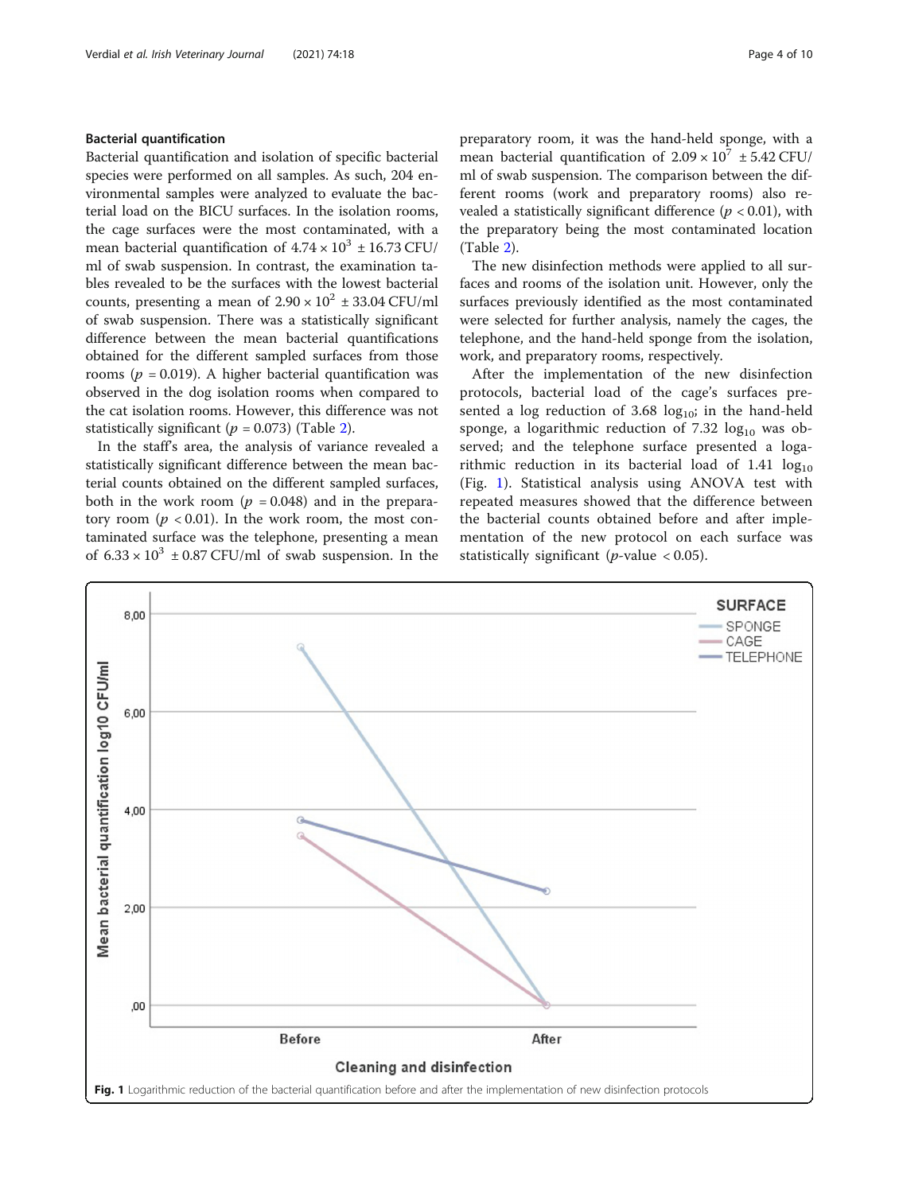### Bacterial quantification

Bacterial quantification and isolation of specific bacterial species were performed on all samples. As such, 204 environmental samples were analyzed to evaluate the bacterial load on the BICU surfaces. In the isolation rooms, the cage surfaces were the most contaminated, with a mean bacterial quantification of $4.74 \times 10^3 \pm 16.73$ CFU/ml of swab suspension. In contrast, the examination tables revealed to be the surfaces with the lowest bacterial counts, presenting a mean of $2.90 \times 10^2 \pm 33.04$ CFU/ml of swab suspension. There was a statistically significant difference between the mean bacterial quantifications obtained for the different sampled surfaces from those rooms ($p = 0.019$). A higher bacterial quantification was observed in the dog isolation rooms when compared to the cat isolation rooms. However, this difference was not statistically significant ($p = 0.073$) (Table 2).

In the staff's area, the analysis of variance revealed a statistically significant difference between the mean bacterial counts obtained on the different sampled surfaces, both in the work room ($p = 0.048$) and in the preparatory room ($p < 0.01$). In the work room, the most contaminated surface was the telephone, presenting a mean of $6.33 \times 10^3 \pm 0.87$ CFU/ml of swab suspension. In the preparatory room, it was the hand-held sponge, with a mean bacterial quantification of $2.09 \times 10^7 \pm 5.42$ CFU/ml of swab suspension. The comparison between the different rooms (work and preparatory rooms) also revealed a statistically significant difference ($p < 0.01$), with the preparatory being the most contaminated location (Table 2).

The new disinfection methods were applied to all surfaces and rooms of the isolation unit. However, only the surfaces previously identified as the most contaminated were selected for further analysis, namely the cages, the telephone, and the hand-held sponge from the isolation, work, and preparatory rooms, respectively.

After the implementation of the new disinfection protocols, bacterial load of the cage's surfaces presented a log reduction of 3.68 $\log_{10}$; in the hand-held sponge, a logarithmic reduction of 7.32 $\log_{10}$ was observed; and the telephone surface presented a logarithmic reduction in its bacterial load of 1.41 $\log_{10}$ (Fig. 1). Statistical analysis using ANOVA test with repeated measures showed that the difference between the bacterial counts obtained before and after implementation of the new protocol on each surface was statistically significant ($p$-value $< 0.05$).

**Fig. 1** Logarithmic reduction of the bacterial quantification before and after the implementation of new disinfection protocols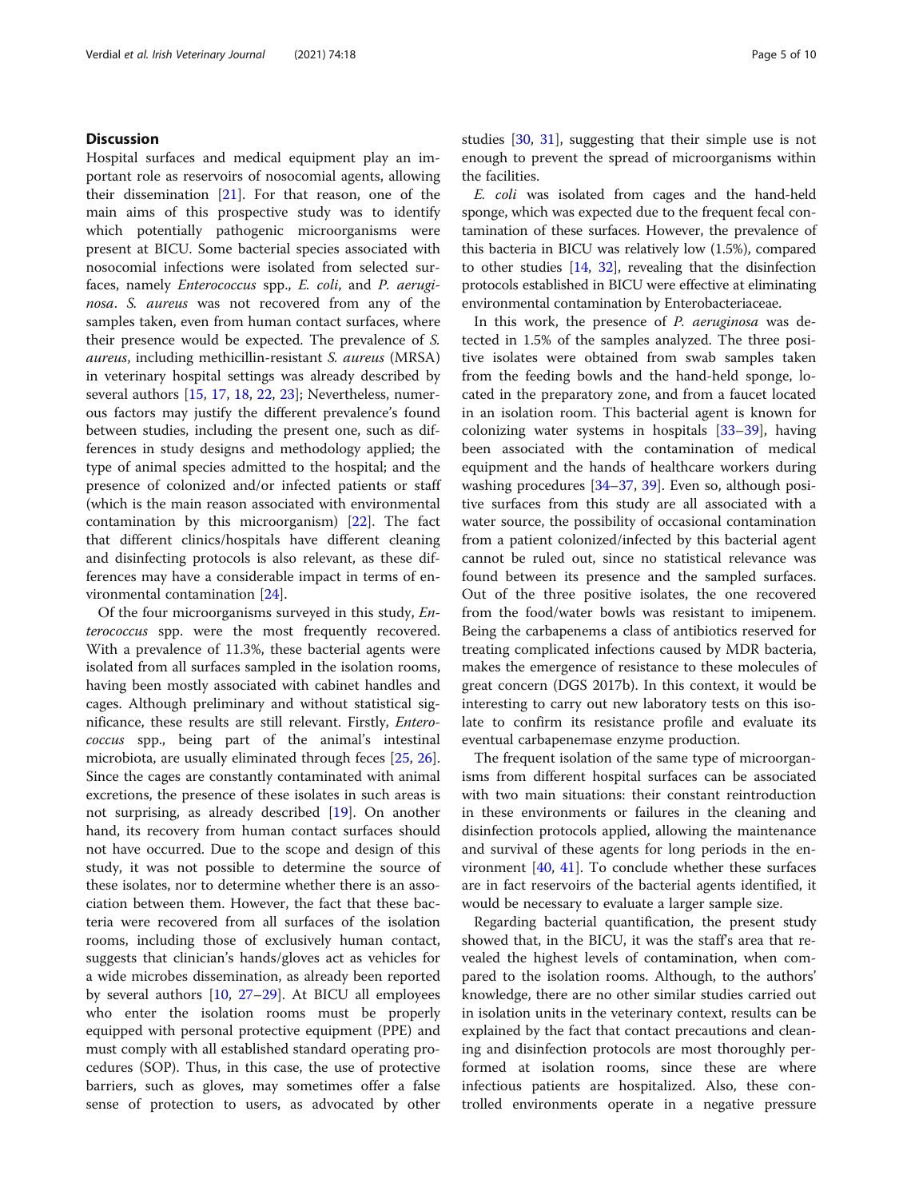## Discussion

Hospital surfaces and medical equipment play an important role as reservoirs of nosocomial agents, allowing their dissemination [21]. For that reason, one of the main aims of this prospective study was to identify which potentially pathogenic microorganisms were present at BICU. Some bacterial species associated with nosocomial infections were isolated from selected surfaces, namely *Enterococcus* spp., *E. coli*, and *P. aeruginosa*. *S. aureus* was not recovered from any of the samples taken, even from human contact surfaces, where their presence would be expected. The prevalence of *S. aureus*, including methicillin-resistant *S. aureus* (MRSA) in veterinary hospital settings was already described by several authors [15, 17, 18, 22, 23]; Nevertheless, numerous factors may justify the different prevalence's found between studies, including the present one, such as differences in study designs and methodology applied; the type of animal species admitted to the hospital; and the presence of colonized and/or infected patients or staff (which is the main reason associated with environmental contamination by this microorganism) [22]. The fact that different clinics/hospitals have different cleaning and disinfecting protocols is also relevant, as these differences may have a considerable impact in terms of environmental contamination [24].

Of the four microorganisms surveyed in this study, *Enterococcus* spp. were the most frequently recovered. With a prevalence of 11.3%, these bacterial agents were isolated from all surfaces sampled in the isolation rooms, having been mostly associated with cabinet handles and cages. Although preliminary and without statistical significance, these results are still relevant. Firstly, *Enterococcus* spp., being part of the animal's intestinal microbiota, are usually eliminated through feces [25, 26]. Since the cages are constantly contaminated with animal excretions, the presence of these isolates in such areas is not surprising, as already described [19]. On another hand, its recovery from human contact surfaces should not have occurred. Due to the scope and design of this study, it was not possible to determine the source of these isolates, nor to determine whether there is an association between them. However, the fact that these bacteria were recovered from all surfaces of the isolation rooms, including those of exclusively human contact, suggests that clinician's hands/gloves act as vehicles for a wide microbes dissemination, as already been reported by several authors [10, 27–29]. At BICU all employees who enter the isolation rooms must be properly equipped with personal protective equipment (PPE) and must comply with all established standard operating procedures (SOP). Thus, in this case, the use of protective barriers, such as gloves, may sometimes offer a false sense of protection to users, as advocated by other studies [30, 31], suggesting that their simple use is not enough to prevent the spread of microorganisms within the facilities.

*E. coli* was isolated from cages and the hand-held sponge, which was expected due to the frequent fecal contamination of these surfaces. However, the prevalence of this bacteria in BICU was relatively low (1.5%), compared to other studies [14, 32], revealing that the disinfection protocols established in BICU were effective at eliminating environmental contamination by Enterobacteriaceae.

In this work, the presence of *P. aeruginosa* was detected in 1.5% of the samples analyzed. The three positive isolates were obtained from swab samples taken from the feeding bowls and the hand-held sponge, located in the preparatory zone, and from a faucet located in an isolation room. This bacterial agent is known for colonizing water systems in hospitals [33–39], having been associated with the contamination of medical equipment and the hands of healthcare workers during washing procedures [34–37, 39]. Even so, although positive surfaces from this study are all associated with a water source, the possibility of occasional contamination from a patient colonized/infected by this bacterial agent cannot be ruled out, since no statistical relevance was found between its presence and the sampled surfaces. Out of the three positive isolates, the one recovered from the food/water bowls was resistant to imipenem. Being the carbapenems a class of antibiotics reserved for treating complicated infections caused by MDR bacteria, makes the emergence of resistance to these molecules of great concern (DGS 2017b). In this context, it would be interesting to carry out new laboratory tests on this isolate to confirm its resistance profile and evaluate its eventual carbapenemase enzyme production.

The frequent isolation of the same type of microorganisms from different hospital surfaces can be associated with two main situations: their constant reintroduction in these environments or failures in the cleaning and disinfection protocols applied, allowing the maintenance and survival of these agents for long periods in the environment [40, 41]. To conclude whether these surfaces are in fact reservoirs of the bacterial agents identified, it would be necessary to evaluate a larger sample size.

Regarding bacterial quantification, the present study showed that, in the BICU, it was the staff's area that revealed the highest levels of contamination, when compared to the isolation rooms. Although, to the authors' knowledge, there are no other similar studies carried out in isolation units in the veterinary context, results can be explained by the fact that contact precautions and cleaning and disinfection protocols are most thoroughly performed at isolation rooms, since these are where infectious patients are hospitalized. Also, these controlled environments operate in a negative pressure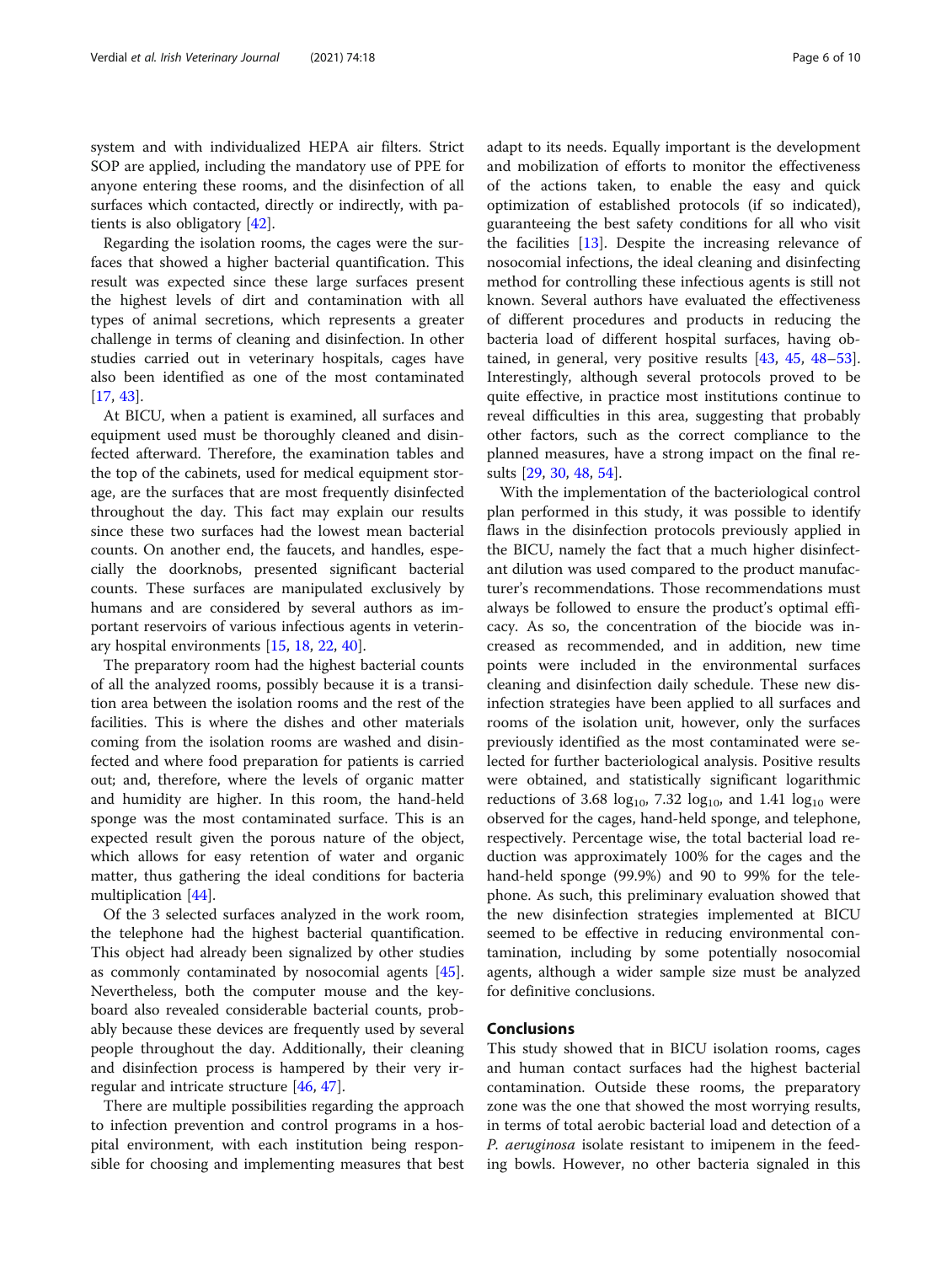system and with individualized HEPA air filters. Strict SOP are applied, including the mandatory use of PPE for anyone entering these rooms, and the disinfection of all surfaces which contacted, directly or indirectly, with patients is also obligatory [42].

Regarding the isolation rooms, the cages were the surfaces that showed a higher bacterial quantification. This result was expected since these large surfaces present the highest levels of dirt and contamination with all types of animal secretions, which represents a greater challenge in terms of cleaning and disinfection. In other studies carried out in veterinary hospitals, cages have also been identified as one of the most contaminated [17, 43].

At BICU, when a patient is examined, all surfaces and equipment used must be thoroughly cleaned and disinfected afterward. Therefore, the examination tables and the top of the cabinets, used for medical equipment storage, are the surfaces that are most frequently disinfected throughout the day. This fact may explain our results since these two surfaces had the lowest mean bacterial counts. On another end, the faucets, and handles, especially the doorknobs, presented significant bacterial counts. These surfaces are manipulated exclusively by humans and are considered by several authors as important reservoirs of various infectious agents in veterinary hospital environments [15, 18, 22, 40].

The preparatory room had the highest bacterial counts of all the analyzed rooms, possibly because it is a transition area between the isolation rooms and the rest of the facilities. This is where the dishes and other materials coming from the isolation rooms are washed and disinfected and where food preparation for patients is carried out; and, therefore, where the levels of organic matter and humidity are higher. In this room, the hand-held sponge was the most contaminated surface. This is an expected result given the porous nature of the object, which allows for easy retention of water and organic matter, thus gathering the ideal conditions for bacteria multiplication [44].

Of the 3 selected surfaces analyzed in the work room, the telephone had the highest bacterial quantification. This object had already been signalized by other studies as commonly contaminated by nosocomial agents [45]. Nevertheless, both the computer mouse and the keyboard also revealed considerable bacterial counts, probably because these devices are frequently used by several people throughout the day. Additionally, their cleaning and disinfection process is hampered by their very irregular and intricate structure [46, 47].

There are multiple possibilities regarding the approach to infection prevention and control programs in a hospital environment, with each institution being responsible for choosing and implementing measures that best adapt to its needs. Equally important is the development and mobilization of efforts to monitor the effectiveness of the actions taken, to enable the easy and quick optimization of established protocols (if so indicated), guaranteeing the best safety conditions for all who visit the facilities [13]. Despite the increasing relevance of nosocomial infections, the ideal cleaning and disinfecting method for controlling these infectious agents is still not known. Several authors have evaluated the effectiveness of different procedures and products in reducing the bacteria load of different hospital surfaces, having obtained, in general, very positive results [43, 45, 48–53]. Interestingly, although several protocols proved to be quite effective, in practice most institutions continue to reveal difficulties in this area, suggesting that probably other factors, such as the correct compliance to the planned measures, have a strong impact on the final results [29, 30, 48, 54].

With the implementation of the bacteriological control plan performed in this study, it was possible to identify flaws in the disinfection protocols previously applied in the BICU, namely the fact that a much higher disinfectant dilution was used compared to the product manufacturer's recommendations. Those recommendations must always be followed to ensure the product's optimal efficacy. As so, the concentration of the biocide was increased as recommended, and in addition, new time points were included in the environmental surfaces cleaning and disinfection daily schedule. These new disinfection strategies have been applied to all surfaces and rooms of the isolation unit, however, only the surfaces previously identified as the most contaminated were selected for further bacteriological analysis. Positive results were obtained, and statistically significant logarithmic reductions of 3.68 $\log_{10}$, 7.32 $\log_{10}$, and 1.41 $\log_{10}$ were observed for the cages, hand-held sponge, and telephone, respectively. Percentage wise, the total bacterial load reduction was approximately 100% for the cages and the hand-held sponge (99.9%) and 90 to 99% for the telephone. As such, this preliminary evaluation showed that the new disinfection strategies implemented at BICU seemed to be effective in reducing environmental contamination, including by some potentially nosocomial agents, although a wider sample size must be analyzed for definitive conclusions.

## Conclusions

This study showed that in BICU isolation rooms, cages and human contact surfaces had the highest bacterial contamination. Outside these rooms, the preparatory zone was the one that showed the most worrying results, in terms of total aerobic bacterial load and detection of a *P. aeruginosa* isolate resistant to imipenem in the feeding bowls. However, no other bacteria signaled in this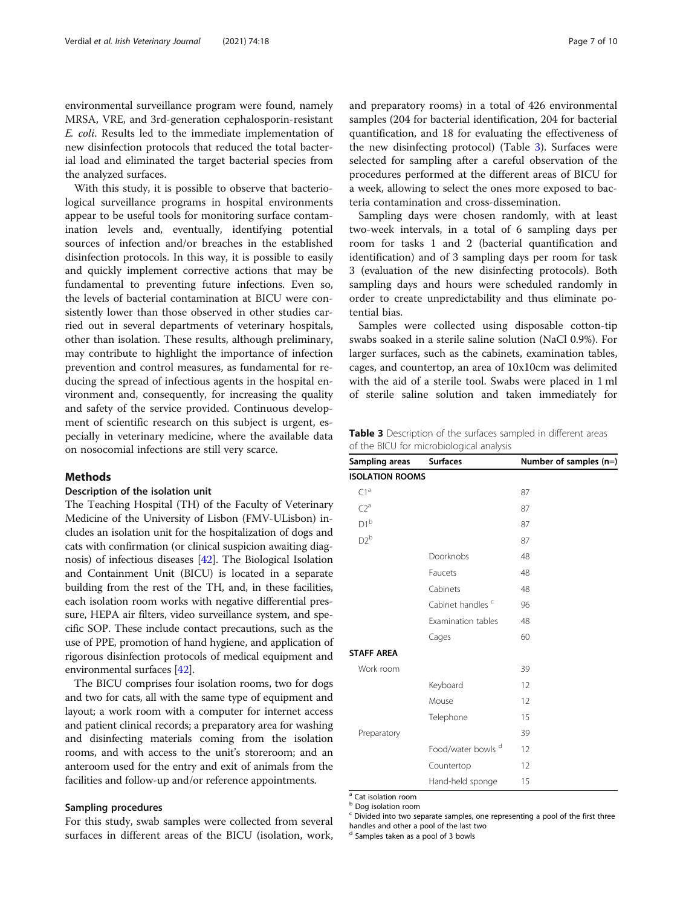environmental surveillance program were found, namely MRSA, VRE, and 3rd-generation cephalosporin-resistant *E. coli*. Results led to the immediate implementation of new disinfection protocols that reduced the total bacterial load and eliminated the target bacterial species from the analyzed surfaces.

With this study, it is possible to observe that bacteriological surveillance programs in hospital environments appear to be useful tools for monitoring surface contamination levels and, eventually, identifying potential sources of infection and/or breaches in the established disinfection protocols. In this way, it is possible to easily and quickly implement corrective actions that may be fundamental to preventing future infections. Even so, the levels of bacterial contamination at BICU were consistently lower than those observed in other studies carried out in several departments of veterinary hospitals, other than isolation. These results, although preliminary, may contribute to highlight the importance of infection prevention and control measures, as fundamental for reducing the spread of infectious agents in the hospital environment and, consequently, for increasing the quality and safety of the service provided. Continuous development of scientific research on this subject is urgent, especially in veterinary medicine, where the available data on nosocomial infections are still very scarce.

## Methods

### Description of the isolation unit

The Teaching Hospital (TH) of the Faculty of Veterinary Medicine of the University of Lisbon (FMV-ULisbon) includes an isolation unit for the hospitalization of dogs and cats with confirmation (or clinical suspicion awaiting diagnosis) of infectious diseases [42]. The Biological Isolation and Containment Unit (BICU) is located in a separate building from the rest of the TH, and, in these facilities, each isolation room works with negative differential pressure, HEPA air filters, video surveillance system, and specific SOP. These include contact precautions, such as the use of PPE, promotion of hand hygiene, and application of rigorous disinfection protocols of medical equipment and environmental surfaces [42].

The BICU comprises four isolation rooms, two for dogs and two for cats, all with the same type of equipment and layout; a work room with a computer for internet access and patient clinical records; a preparatory area for washing and disinfecting materials coming from the isolation rooms, and with access to the unit's storeroom; and an anteroom used for the entry and exit of animals from the facilities and follow-up and/or reference appointments.

### Sampling procedures

For this study, swab samples were collected from several surfaces in different areas of the BICU (isolation, work, and preparatory rooms) in a total of 426 environmental samples (204 for bacterial identification, 204 for bacterial quantification, and 18 for evaluating the effectiveness of the new disinfecting protocol) (Table 3). Surfaces were selected for sampling after a careful observation of the procedures performed at the different areas of BICU for a week, allowing to select the ones more exposed to bacteria contamination and cross-dissemination.

Sampling days were chosen randomly, with at least two-week intervals, in a total of 6 sampling days per room for tasks 1 and 2 (bacterial quantification and identification) and of 3 sampling days per room for task 3 (evaluation of the new disinfecting protocols). Both sampling days and hours were scheduled randomly in order to create unpredictability and thus eliminate potential bias.

Samples were collected using disposable cotton-tip swabs soaked in a sterile saline solution (NaCl 0.9%). For larger surfaces, such as the cabinets, examination tables, cages, and countertop, an area of 10x10cm was delimited with the aid of a sterile tool. Swabs were placed in 1 ml of sterile saline solution and taken immediately for

**Table 3** Description of the surfaces sampled in different areas of the BICU for microbiological analysis

| Sampling areas | Surfaces | Number of samples (n=) |
|---|---|---|
| **ISOLATION ROOMS** | | |
| C1 [a] | | 87 |
| C2 [a] | | 87 |
| D1 [b] | | 87 |
| D2 [b] | | 87 |
| | Doorknobs | 48 |
| | Faucets | 48 |
| | Cabinets | 48 |
| | Cabinet handles [c] | 96 |
| | Examination tables | 48 |
| | Cages | 60 |
| **STAFF AREA** | | |
| Work room | | 39 |
| | Keyboard | 12 |
| | Mouse | 12 |
| | Telephone | 15 |
| Preparatory | | 39 |
| | Food/water bowls [d] | 12 |
| | Countertop | 12 |
| | Hand-held sponge | 15 |

[a] Cat isolation room
[b] Dog isolation room
[c] Divided into two separate samples, one representing a pool of the first three handles and other a pool of the last two
[d] Samples taken as a pool of 3 bowls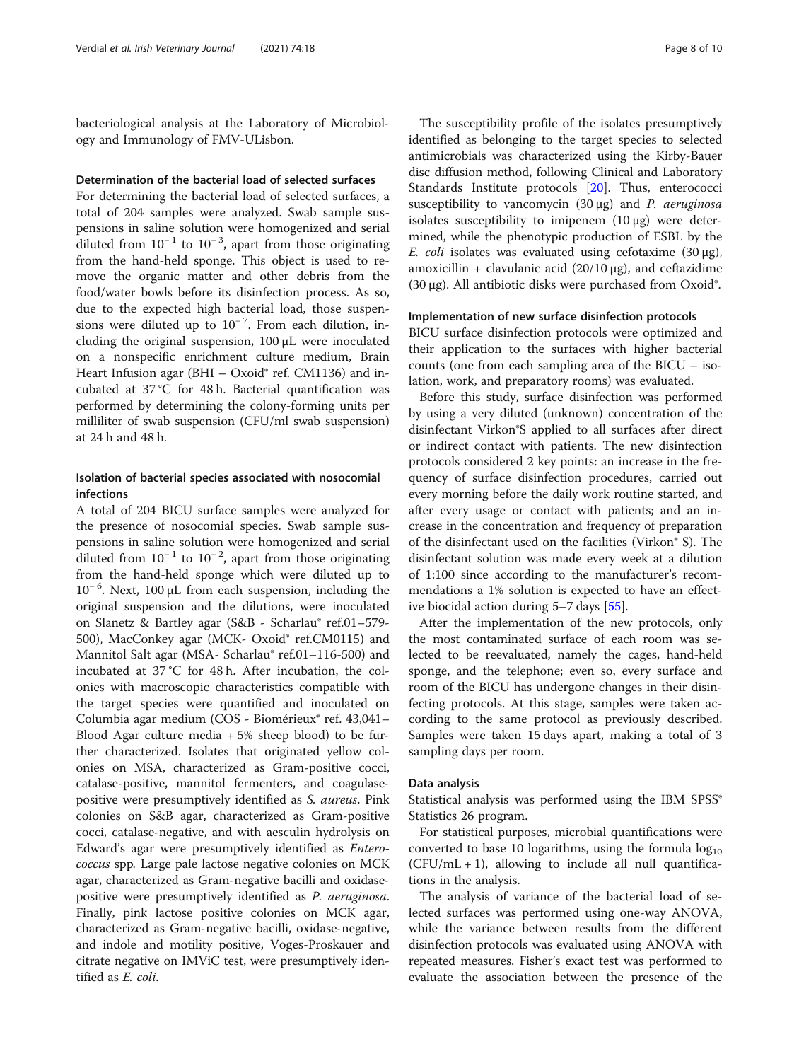bacteriological analysis at the Laboratory of Microbiology and Immunology of FMV-ULisbon.

### Determination of the bacterial load of selected surfaces

For determining the bacterial load of selected surfaces, a total of 204 samples were analyzed. Swab sample suspensions in saline solution were homogenized and serial diluted from $10^{-1}$ to $10^{-3}$, apart from those originating from the hand-held sponge. This object is used to remove the organic matter and other debris from the food/water bowls before its disinfection process. As so, due to the expected high bacterial load, those suspensions were diluted up to $10^{-7}$. From each dilution, including the original suspension, 100 μL were inoculated on a nonspecific enrichment culture medium, Brain Heart Infusion agar (BHI – Oxoid® ref. CM1136) and incubated at 37 °C for 48 h. Bacterial quantification was performed by determining the colony-forming units per milliliter of swab suspension (CFU/ml swab suspension) at 24 h and 48 h.

### Isolation of bacterial species associated with nosocomial infections

A total of 204 BICU surface samples were analyzed for the presence of nosocomial species. Swab sample suspensions in saline solution were homogenized and serial diluted from $10^{-1}$ to $10^{-2}$, apart from those originating from the hand-held sponge which were diluted up to $10^{-6}$. Next, 100 μL from each suspension, including the original suspension and the dilutions, were inoculated on Slanetz & Bartley agar (S&B - Scharlau® ref.01–579-500), MacConkey agar (MCK- Oxoid® ref.CM0115) and Mannitol Salt agar (MSA- Scharlau® ref.01–116-500) and incubated at 37 °C for 48 h. After incubation, the colonies with macroscopic characteristics compatible with the target species were quantified and inoculated on Columbia agar medium (COS - Biomérieux® ref. 43,041–Blood Agar culture media + 5% sheep blood) to be further characterized. Isolates that originated yellow colonies on MSA, characterized as Gram-positive cocci, catalase-positive, mannitol fermenters, and coagulase-positive were presumptively identified as *S. aureus*. Pink colonies on S&B agar, characterized as Gram-positive cocci, catalase-negative, and with aesculin hydrolysis on Edward's agar were presumptively identified as *Enterococcus* spp. Large pale lactose negative colonies on MCK agar, characterized as Gram-negative bacilli and oxidase-positive were presumptively identified as *P. aeruginosa*. Finally, pink lactose positive colonies on MCK agar, characterized as Gram-negative bacilli, oxidase-negative, and indole and motility positive, Voges-Proskauer and citrate negative on IMViC test, were presumptively identified as *E. coli*.

The susceptibility profile of the isolates presumptively identified as belonging to the target species to selected antimicrobials was characterized using the Kirby-Bauer disc diffusion method, following Clinical and Laboratory Standards Institute protocols [20]. Thus, enterococci susceptibility to vancomycin (30 μg) and *P. aeruginosa* isolates susceptibility to imipenem (10 μg) were determined, while the phenotypic production of ESBL by the *E. coli* isolates was evaluated using cefotaxime (30 μg), amoxicillin + clavulanic acid (20/10 μg), and ceftazidime (30 μg). All antibiotic disks were purchased from Oxoid®.

### Implementation of new surface disinfection protocols

BICU surface disinfection protocols were optimized and their application to the surfaces with higher bacterial counts (one from each sampling area of the BICU – isolation, work, and preparatory rooms) was evaluated.

Before this study, surface disinfection was performed by using a very diluted (unknown) concentration of the disinfectant Virkon®S applied to all surfaces after direct or indirect contact with patients. The new disinfection protocols considered 2 key points: an increase in the frequency of surface disinfection procedures, carried out every morning before the daily work routine started, and after every usage or contact with patients; and an increase in the concentration and frequency of preparation of the disinfectant used on the facilities (Virkon® S). The disinfectant solution was made every week at a dilution of 1:100 since according to the manufacturer's recommendations a 1% solution is expected to have an effective biocidal action during 5–7 days [55].

After the implementation of the new protocols, only the most contaminated surface of each room was selected to be reevaluated, namely the cages, hand-held sponge, and the telephone; even so, every surface and room of the BICU has undergone changes in their disinfecting protocols. At this stage, samples were taken according to the same protocol as previously described. Samples were taken 15 days apart, making a total of 3 sampling days per room.

### Data analysis

Statistical analysis was performed using the IBM SPSS® Statistics 26 program.

For statistical purposes, microbial quantifications were converted to base 10 logarithms, using the formula $\log_{10}(CFU/mL + 1)$, allowing to include all null quantifications in the analysis.

The analysis of variance of the bacterial load of selected surfaces was performed using one-way ANOVA, while the variance between results from the different disinfection protocols was evaluated using ANOVA with repeated measures. Fisher's exact test was performed to evaluate the association between the presence of the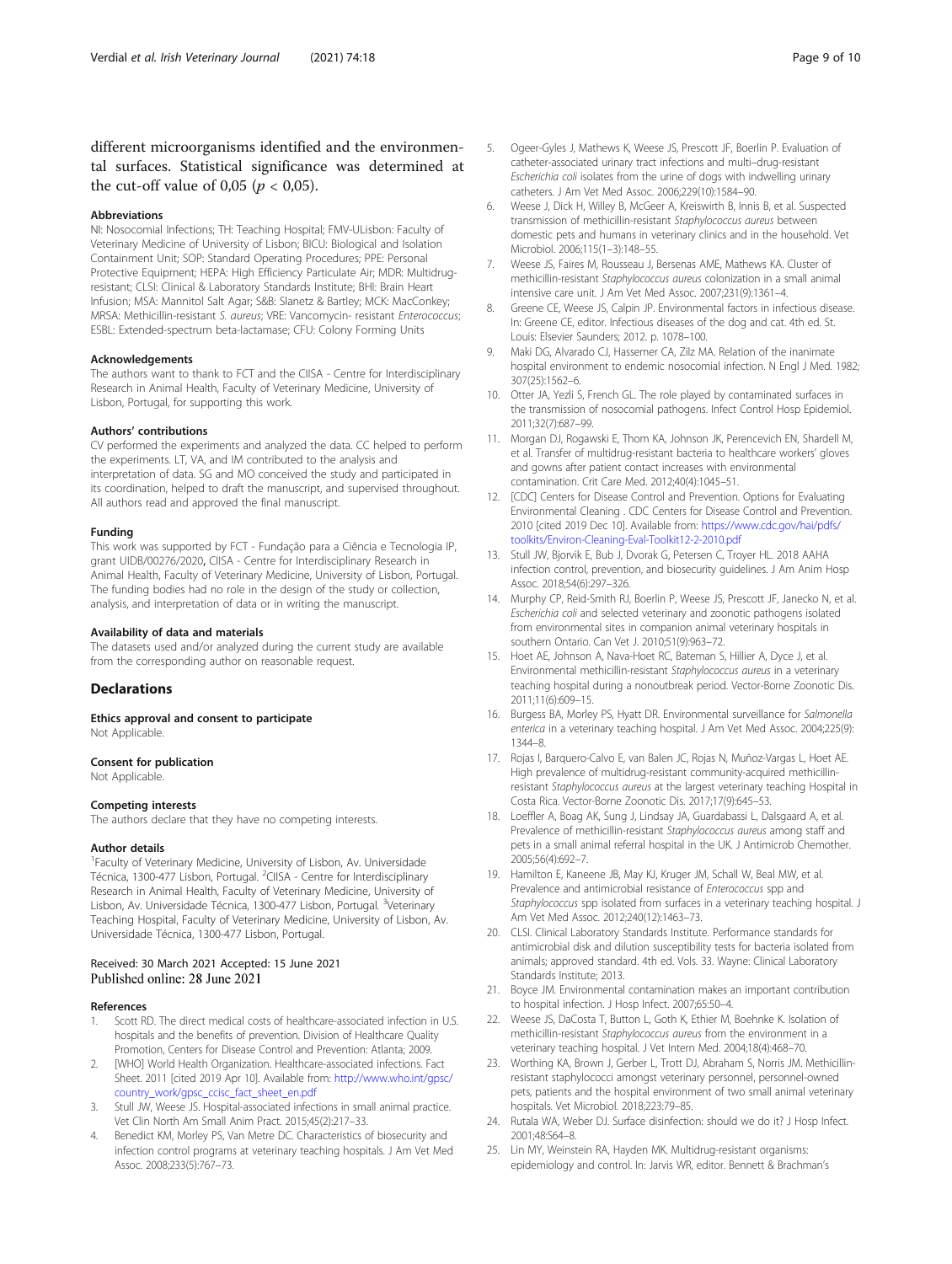different microorganisms identified and the environmental surfaces. Statistical significance was determined at the cut-off value of 0,05 ($p < 0,05$).

### Abbreviations

NI: Nosocomial Infections; TH: Teaching Hospital; FMV-ULisbon: Faculty of Veterinary Medicine of University of Lisbon; BICU: Biological and Isolation Containment Unit; SOP: Standard Operating Procedures; PPE: Personal Protective Equipment; HEPA: High Efficiency Particulate Air; MDR: Multidrug-resistant; CLSI: Clinical & Laboratory Standards Institute; BHI: Brain Heart Infusion; MSA: Mannitol Salt Agar; S&B: Slanetz & Bartley; MCK: MacConkey; MRSA: Methicillin-resistant *S. aureus*; VRE: Vancomycin- resistant *Enterococcus*; ESBL: Extended-spectrum beta-lactamase; CFU: Colony Forming Units

### Acknowledgements

The authors want to thank to FCT and the CIISA - Centre for Interdisciplinary Research in Animal Health, Faculty of Veterinary Medicine, University of Lisbon, Portugal, for supporting this work.

### Authors' contributions

CV performed the experiments and analyzed the data. CC helped to perform the experiments. LT, VA, and IM contributed to the analysis and interpretation of data. SG and MO conceived the study and participated in its coordination, helped to draft the manuscript, and supervised throughout. All authors read and approved the final manuscript.

### Funding

This work was supported by FCT - Fundação para a Ciência e Tecnologia IP, grant UIDB/00276/2020, CIISA - Centre for Interdisciplinary Research in Animal Health, Faculty of Veterinary Medicine, University of Lisbon, Portugal. The funding bodies had no role in the design of the study or collection, analysis, and interpretation of data or in writing the manuscript.

### Availability of data and materials

The datasets used and/or analyzed during the current study are available from the corresponding author on reasonable request.

## Declarations

### Ethics approval and consent to participate

Not Applicable.

### Consent for publication

Not Applicable.

### Competing interests

The authors declare that they have no competing interests.

### Author details

[1]Faculty of Veterinary Medicine, University of Lisbon, Av. Universidade Técnica, 1300-477 Lisbon, Portugal. [2]CIISA - Centre for Interdisciplinary Research in Animal Health, Faculty of Veterinary Medicine, University of Lisbon, Av. Universidade Técnica, 1300-477 Lisbon, Portugal. [3]Veterinary Teaching Hospital, Faculty of Veterinary Medicine, University of Lisbon, Av. Universidade Técnica, 1300-477 Lisbon, Portugal.

Received: 30 March 2021 Accepted: 15 June 2021
Published online: 28 June 2021

### References

1. Scott RD. The direct medical costs of healthcare-associated infection in U.S. hospitals and the benefits of prevention. Division of Healthcare Quality Promotion, Centers for Disease Control and Prevention: Atlanta; 2009.
2. [WHO] World Health Organization. Healthcare-associated infections. Fact Sheet. 2011 [cited 2019 Apr 10]. Available from: http://www.who.int/gpsc/country_work/gpsc_ccisc_fact_sheet_en.pdf
3. Stull JW, Weese JS. Hospital-associated infections in small animal practice. Vet Clin North Am Small Anim Pract. 2015;45(2):217–33.
4. Benedict KM, Morley PS, Van Metre DC. Characteristics of biosecurity and infection control programs at veterinary teaching hospitals. J Am Vet Med Assoc. 2008;233(5):767–73.
5. Ogeer-Gyles J, Mathews K, Weese JS, Prescott JF, Boerlin P. Evaluation of catheter-associated urinary tract infections and multi–drug-resistant *Escherichia coli* isolates from the urine of dogs with indwelling urinary catheters. J Am Vet Med Assoc. 2006;229(10):1584–90.
6. Weese J, Dick H, Willey B, McGeer A, Kreiswirth B, Innis B, et al. Suspected transmission of methicillin-resistant *Staphylococcus aureus* between domestic pets and humans in veterinary clinics and in the household. Vet Microbiol. 2006;115(1–3):148–55.
7. Weese JS, Faires M, Rousseau J, Bersenas AME, Mathews KA. Cluster of methicillin-resistant *Staphylococcus aureus* colonization in a small animal intensive care unit. J Am Vet Med Assoc. 2007;231(9):1361–4.
8. Greene CE, Weese JS, Calpin JP. Environmental factors in infectious disease. In: Greene CE, editor. Infectious diseases of the dog and cat. 4th ed. St. Louis: Elsevier Saunders; 2012. p. 1078–100.
9. Maki DG, Alvarado CJ, Hassemer CA, Zilz MA. Relation of the inanimate hospital environment to endemic nosocomial infection. N Engl J Med. 1982; 307(25):1562–6.
10. Otter JA, Yezli S, French GL. The role played by contaminated surfaces in the transmission of nosocomial pathogens. Infect Control Hosp Epidemiol. 2011;32(7):687–99.
11. Morgan DJ, Rogawski E, Thom KA, Johnson JK, Perencevich EN, Shardell M, et al. Transfer of multidrug-resistant bacteria to healthcare workers' gloves and gowns after patient contact increases with environmental contamination. Crit Care Med. 2012;40(4):1045–51.
12. [CDC] Centers for Disease Control and Prevention. Options for Evaluating Environmental Cleaning . CDC Centers for Disease Control and Prevention. 2010 [cited 2019 Dec 10]. Available from: https://www.cdc.gov/hai/pdfs/toolkits/Environ-Cleaning-Eval-Toolkit12-2-2010.pdf
13. Stull JW, Bjorvik E, Bub J, Dvorak G, Petersen C, Troyer HL. 2018 AAHA infection control, prevention, and biosecurity guidelines. J Am Anim Hosp Assoc. 2018;54(6):297–326.
14. Murphy CP, Reid-Smith RJ, Boerlin P, Weese JS, Prescott JF, Janecko N, et al. *Escherichia coli* and selected veterinary and zoonotic pathogens isolated from environmental sites in companion animal veterinary hospitals in southern Ontario. Can Vet J. 2010;51(9):963–72.
15. Hoet AE, Johnson A, Nava-Hoet RC, Bateman S, Hillier A, Dyce J, et al. Environmental methicillin-resistant *Staphylococcus aureus* in a veterinary teaching hospital during a nonoutbreak period. Vector-Borne Zoonotic Dis. 2011;11(6):609–15.
16. Burgess BA, Morley PS, Hyatt DR. Environmental surveillance for *Salmonella enterica* in a veterinary teaching hospital. J Am Vet Med Assoc. 2004;225(9): 1344–8.
17. Rojas I, Barquero-Calvo E, van Balen JC, Rojas N, Muñoz-Vargas L, Hoet AE. High prevalence of multidrug-resistant community-acquired methicillin-resistant *Staphylococcus aureus* at the largest veterinary teaching Hospital in Costa Rica. Vector-Borne Zoonotic Dis. 2017;17(9):645–53.
18. Loeffler A, Boag AK, Sung J, Lindsay JA, Guardabassi L, Dalsgaard A, et al. Prevalence of methicillin-resistant *Staphylococcus aureus* among staff and pets in a small animal referral hospital in the UK. J Antimicrob Chemother. 2005;56(4):692–7.
19. Hamilton E, Kaneene JB, May KJ, Kruger JM, Schall W, Beal MW, et al. Prevalence and antimicrobial resistance of *Enterococcus* spp and *Staphylococcus* spp isolated from surfaces in a veterinary teaching hospital. J Am Vet Med Assoc. 2012;240(12):1463–73.
20. CLSI. Clinical Laboratory Standards Institute. Performance standards for antimicrobial disk and dilution susceptibility tests for bacteria isolated from animals; approved standard. 4th ed. Vols. 33. Wayne: Clinical Laboratory Standards Institute; 2013.
21. Boyce JM. Environmental contamination makes an important contribution to hospital infection. J Hosp Infect. 2007;65:50–4.
22. Weese JS, DaCosta T, Button L, Goth K, Ethier M, Boehnke K. Isolation of methicillin-resistant *Staphylococcus aureus* from the environment in a veterinary teaching hospital. J Vet Intern Med. 2004;18(4):468–70.
23. Worthing KA, Brown J, Gerber L, Trott DJ, Abraham S, Norris JM. Methicillin-resistant staphylococci amongst veterinary personnel, personnel-owned pets, patients and the hospital environment of two small animal veterinary hospitals. Vet Microbiol. 2018;223:79–85.
24. Rutala WA, Weber DJ. Surface disinfection: should we do it? J Hosp Infect. 2001;48:S64–8.
25. Lin MY, Weinstein RA, Hayden MK. Multidrug-resistant organisms: epidemiology and control. In: Jarvis WR, editor. Bennett & Brachman's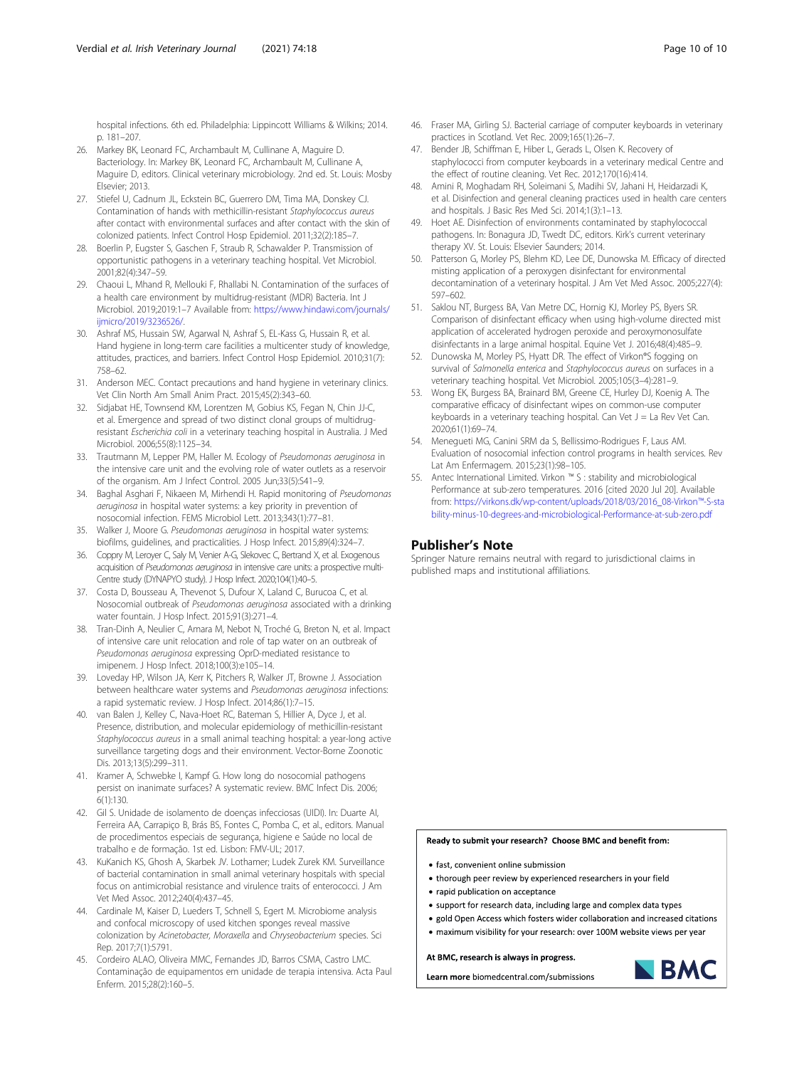hospital infections. 6th ed. Philadelphia: Lippincott Williams & Wilkins; 2014. p. 181–207.

26. Markey BK, Leonard FC, Archambault M, Cullinane A, Maguire D. Bacteriology. In: Markey BK, Leonard FC, Archambault M, Cullinane A, Maguire D, editors. Clinical veterinary microbiology. 2nd ed. St. Louis: Mosby Elsevier; 2013.
27. Stiefel U, Cadnum JL, Eckstein BC, Guerrero DM, Tima MA, Donskey CJ. Contamination of hands with methicillin-resistant *Staphylococcus aureus* after contact with environmental surfaces and after contact with the skin of colonized patients. Infect Control Hosp Epidemiol. 2011;32(2):185–7.
28. Boerlin P, Eugster S, Gaschen F, Straub R, Schawalder P. Transmission of opportunistic pathogens in a veterinary teaching hospital. Vet Microbiol. 2001;82(4):347–59.
29. Chaoui L, Mhand R, Mellouki F, Rhallabi N. Contamination of the surfaces of a health care environment by multidrug-resistant (MDR) Bacteria. Int J Microbiol. 2019;2019:1–7 Available from: https://www.hindawi.com/journals/ijmicro/2019/3236526/.
30. Ashraf MS, Hussain SW, Agarwal N, Ashraf S, EL-Kass G, Hussain R, et al. Hand hygiene in long-term care facilities a multicenter study of knowledge, attitudes, practices, and barriers. Infect Control Hosp Epidemiol. 2010;31(7):758–62.
31. Anderson MEC. Contact precautions and hand hygiene in veterinary clinics. Vet Clin North Am Small Anim Pract. 2015;45(2):343–60.
32. Sidjabat HE, Townsend KM, Lorentzen M, Gobius KS, Fegan N, Chin JJ-C, et al. Emergence and spread of two distinct clonal groups of multidrug-resistant *Escherichia coli* in a veterinary teaching hospital in Australia. J Med Microbiol. 2006;55(8):1125–34.
33. Trautmann M, Lepper PM, Haller M. Ecology of *Pseudomonas aeruginosa* in the intensive care unit and the evolving role of water outlets as a reservoir of the organism. Am J Infect Control. 2005 Jun;33(5):S41–9.
34. Baghal Asghari F, Nikaeen M, Mirhendi H. Rapid monitoring of *Pseudomonas aeruginosa* in hospital water systems: a key priority in prevention of nosocomial infection. FEMS Microbiol Lett. 2013;343(1):77–81.
35. Walker J, Moore G. *Pseudomonas aeruginosa* in hospital water systems: biofilms, guidelines, and practicalities. J Hosp Infect. 2015;89(4):324–7.
36. Coppry M, Leroyer C, Saly M, Venier A-G, Slekovec C, Bertrand X, et al. Exogenous acquisition of *Pseudomonas aeruginosa* in intensive care units: a prospective multi-Centre study (DYNAPYO study). J Hosp Infect. 2020;104(1):40–5.
37. Costa D, Bousseau A, Thevenot S, Dufour X, Laland C, Burucoa C, et al. Nosocomial outbreak of *Pseudomonas aeruginosa* associated with a drinking water fountain. J Hosp Infect. 2015;91(3):271–4.
38. Tran-Dinh A, Neulier C, Amara M, Nebot N, Troché G, Breton N, et al. Impact of intensive care unit relocation and role of tap water on an outbreak of *Pseudomonas aeruginosa* expressing OprD-mediated resistance to imipenem. J Hosp Infect. 2018;100(3):e105–14.
39. Loveday HP, Wilson JA, Kerr K, Pitchers R, Walker JT, Browne J. Association between healthcare water systems and *Pseudomonas aeruginosa* infections: a rapid systematic review. J Hosp Infect. 2014;86(1):7–15.
40. van Balen J, Kelley C, Nava-Hoet RC, Bateman S, Hillier A, Dyce J, et al. Presence, distribution, and molecular epidemiology of methicillin-resistant *Staphylococcus aureus* in a small animal teaching hospital: a year-long active surveillance targeting dogs and their environment. Vector-Borne Zoonotic Dis. 2013;13(5):299–311.
41. Kramer A, Schwebke I, Kampf G. How long do nosocomial pathogens persist on inanimate surfaces? A systematic review. BMC Infect Dis. 2006;6(1):130.
42. Gil S. Unidade de isolamento de doenças infecciosas (UIDI). In: Duarte AI, Ferreira AA, Carrapiço B, Brás BS, Fontes C, Pomba C, et al., editors. Manual de procedimentos especiais de segurança, higiene e Saúde no local de trabalho e de formação. 1st ed. Lisbon: FMV-UL; 2017.
43. KuKanich KS, Ghosh A, Skarbek JV. Lothamer; Ludek Zurek KM. Surveillance of bacterial contamination in small animal veterinary hospitals with special focus on antimicrobial resistance and virulence traits of enterococci. J Am Vet Med Assoc. 2012;240(4):437–45.
44. Cardinale M, Kaiser D, Lueders T, Schnell S, Egert M. Microbiome analysis and confocal microscopy of used kitchen sponges reveal massive colonization by *Acinetobacter*, *Moraxella* and *Chryseobacterium* species. Sci Rep. 2017;7(1):5791.
45. Cordeiro ALAO, Oliveira MMC, Fernandes JD, Barros CSMA, Castro LMC. Contaminação de equipamentos em unidade de terapia intensiva. Acta Paul Enferm. 2015;28(2):160–5.
46. Fraser MA, Girling SJ. Bacterial carriage of computer keyboards in veterinary practices in Scotland. Vet Rec. 2009;165(1):26–7.
47. Bender JB, Schiffman E, Hiber L, Gerads L, Olsen K. Recovery of staphylococci from computer keyboards in a veterinary medical Centre and the effect of routine cleaning. Vet Rec. 2012;170(16):414.
48. Amini R, Moghadam RH, Soleimani S, Madihi SV, Jahani H, Heidarzadi K, et al. Disinfection and general cleaning practices used in health care centers and hospitals. J Basic Res Med Sci. 2014;1(3):1–13.
49. Hoet AE. Disinfection of environments contaminated by staphylococcal pathogens. In: Bonagura JD, Twedt DC, editors. Kirk's current veterinary therapy XV. St. Louis: Elsevier Saunders; 2014.
50. Patterson G, Morley PS, Blehm KD, Lee DE, Dunowska M. Efficacy of directed misting application of a peroxygen disinfectant for environmental decontamination of a veterinary hospital. J Am Vet Med Assoc. 2005;227(4):597–602.
51. Saklou NT, Burgess BA, Van Metre DC, Hornig KJ, Morley PS, Byers SR. Comparison of disinfectant efficacy when using high-volume directed mist application of accelerated hydrogen peroxide and peroxymonosulfate disinfectants in a large animal hospital. Equine Vet J. 2016;48(4):485–9.
52. Dunowska M, Morley PS, Hyatt DR. The effect of Virkon®S fogging on survival of *Salmonella enterica* and *Staphylococcus aureus* on surfaces in a veterinary teaching hospital. Vet Microbiol. 2005;105(3–4):281–9.
53. Wong EK, Burgess BA, Brainard BM, Greene CE, Hurley DJ, Koenig A. The comparative efficacy of disinfectant wipes on common-use computer keyboards in a veterinary teaching hospital. Can Vet J = La Rev Vet Can. 2020;61(1):69–74.
54. Menegueti MG, Canini SRM da S, Bellissimo-Rodrigues F, Laus AM. Evaluation of nosocomial infection control programs in health services. Rev Lat Am Enfermagem. 2015;23(1):98–105.
55. Antec International Limited. Virkon ™ S : stability and microbiological Performance at sub-zero temperatures. 2016 [cited 2020 Jul 20]. Available from: https://virkons.dk/wp-content/uploads/2018/03/2016_08-Virkon™-S-stability-minus-10-degrees-and-microbiological-Performance-at-sub-zero.pdf

## Publisher's Note

Springer Nature remains neutral with regard to jurisdictional claims in published maps and institutional affiliations.

**Ready to submit your research? Choose BMC and benefit from:**

- fast, convenient online submission
- thorough peer review by experienced researchers in your field
- rapid publication on acceptance
- support for research data, including large and complex data types
- gold Open Access which fosters wider collaboration and increased citations
- maximum visibility for your research: over 100M website views per year

**At BMC, research is always in progress.**

**Learn more** biomedcentral.com/submissions

BMC